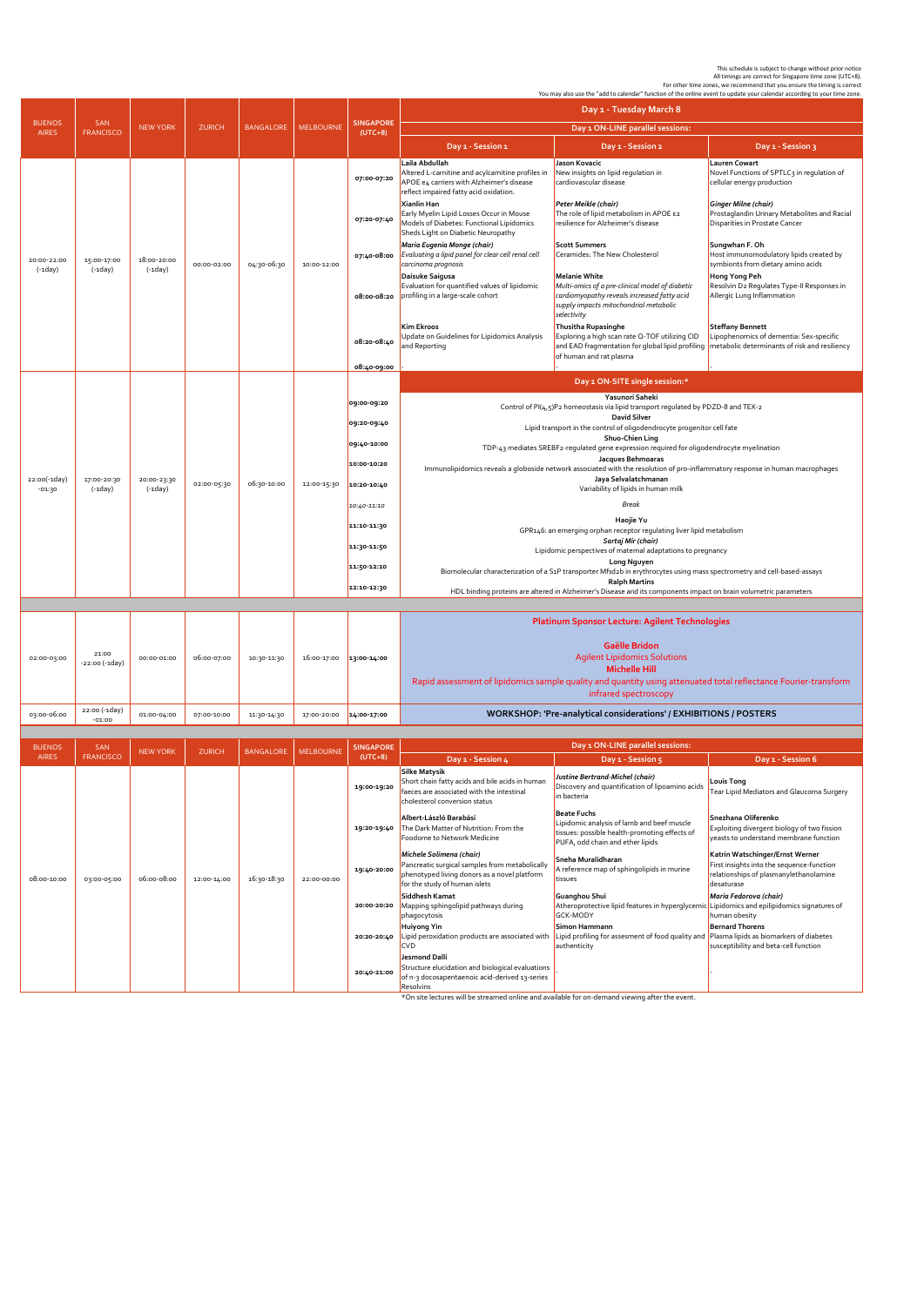This schedule is subject to change without prior notice
All timings are correct for Singapore time zone (UTC+8).
For other time zones, we recommend that you ensure the timing is correct
You may also use the "add to calendar" function of the online event to update your calendar according to your time zone.

## Day 1 - Tuesday March 8

### Day 1 ON-LINE parallel sessions:

| BUENOS AIRES | SAN FRANCISCO | NEW YORK | ZURICH | BANGALORE | MELBOURNE | SINGAPORE (UTC+8) | Day 1 - Session 1 | Day 1 - Session 2 | Day 1 - Session 3 |
|---|---|---|---|---|---|---|---|---|---|
| 20:00-22:00 (-1day) | 15:00-17:00 (-1day) | 18:00-20:00 (-1day) | 00:00-02:00 | 04:30-06:30 | 10:00-12:00 | 07:00-07:20 | **Laila Abdullah** Altered L-carnitine and acylcarnitine profiles in APOE e4 carriers with Alzheimer's disease reflect impaired fatty acid oxidation. | **Jason Kovacic** New insights on lipid regulation in cardiovascular disease | **Lauren Cowart** Novel Functions of SPTLC3 in regulation of cellular energy production |
| | | | | | | 07:20-07:40 | **Xianlin Han** Early Myelin Lipid Losses Occur in Mouse Models of Diabetes: Functional Lipidomics Sheds Light on Diabetic Neuropathy | ***Peter Meikle (chair)*** The role of lipid metabolism in APOE ε2 resilience for Alzheimer's disease | ***Ginger Milne (chair)*** Prostaglandin Urinary Metabolites and Racial Disparities in Prostate Cancer |
| | | | | | | 07:40-08:00 | ***Maria Eugenia Monge (chair)*** *Evaluating a lipid panel for clear cell renal cell carcinoma prognosis* | **Scott Summers** Ceramides: The New Cholesterol | **Sungwhan F. Oh** Host immunomodulatory lipids created by symbionts from dietary amino acids |
| | | | | | | 08:00-08:20 | **Daisuke Saigusa** Evaluation for quantified values of lipidomic profiling in a large-scale cohort | **Melanie White** *Multi-omics of a pre-clinical model of diabetic cardiomyopathy reveals increased fatty acid supply impacts mitochondrial metabolic selectivity* | **Hong Yong Peh** Resolvin D2 Regulates Type-II Responses in Allergic Lung Inflammation |
| | | | | | | 08:20-08:40 | **Kim Ekroos** Update on Guidelines for Lipidomics Analysis and Reporting | **Thusitha Rupasinghe** Exploring a high scan rate Q-TOF utilizing CID and EAD fragmentation for global lipid profiling of human and rat plasma | **Steffany Bennett** Lipophenomics of dementia: Sex-specific metabolic determinants of risk and resiliency |
| | | | | | | 08:40-09:00 | - | - | - |

### Day 1 ON-SITE single session:*

| BUENOS AIRES | SAN FRANCISCO | NEW YORK | ZURICH | BANGALORE | MELBOURNE | SINGAPORE (UTC+8) | Session |
|---|---|---|---|---|---|---|---|
| 22:00(-1day) -01:30 | 17:00-20:30 (-1day) | 20:00-23:30 (-1day) | 02:00-05:30 | 06:30-10:00 | 12:00-15:30 | 09:00-09:20 | **Yasunori Saheki** Control of $PI(4,5)P_2$ homeostasis via lipid transport regulated by PDZD-8 and TEX-2 |
| | | | | | | 09:20-09:40 | **David Silver** Lipid transport in the control of oligodendrocyte progenitor cell fate |
| | | | | | | 09:40-10:00 | **Shuo-Chien Ling** TDP-43 mediates SREBF2-regulated gene expression required for oligodendrocyte myelination |
| | | | | | | 10:00-10:20 | **Jacques Behmoaras** Immunolipidomics reveals a globoside network associated with the resolution of pro-inflammatory response in human macrophages |
| | | | | | | 10:20-10:40 | **Jaya Selvalatchmanan** Variability of lipids in human milk |
| | | | | | | 10:40-11:10 | *Break* |
| | | | | | | 11:10-11:30 | **Haojie Yu** GPR146: an emerging orphan receptor regulating liver lipid metabolism |
| | | | | | | 11:30-11:50 | ***Sartaj Mir (chair)*** Lipidomic perspectives of maternal adaptations to pregnancy |
| | | | | | | 11:50-12:10 | **Long Nguyen** Biomolecular characterization of a S1P transporter Mfsd2b in erythrocytes using mass spectrometry and cell-based-assays |
| | | | | | | 12:10-12:30 | **Ralph Martins** HDL binding proteins are altered in Alzheimer's Disease and its components impact on brain volumetric parameters |

| BUENOS AIRES | SAN FRANCISCO | NEW YORK | ZURICH | BANGALORE | MELBOURNE | SINGAPORE (UTC+8) | Session |
|---|---|---|---|---|---|---|---|
| 02:00-03:00 | 21:00 -22:00 (-1day) | 00:00-01:00 | 06:00-07:00 | 10:30-11:30 | 16:00-17:00 | 13:00-14:00 | **Platinum Sponsor Lecture: Agilent Technologies** **Gaëlle Bridon** Agilent Lipidomics Solutions **Michelle Hill** Rapid assessment of lipidomics sample quality and quantity using attenuated total reflectance Fourier-transform infrared spectroscopy |
| 03:00-06:00 | 22:00 (-1day) -01:00 | 01:00-04:00 | 07:00-10:00 | 11:30-14:30 | 17:00-20:00 | 14:00-17:00 | **WORKSHOP: 'Pre-analytical considerations' / EXHIBITIONS / POSTERS** |

### Day 1 ON-LINE parallel sessions:

| BUENOS AIRES | SAN FRANCISCO | NEW YORK | ZURICH | BANGALORE | MELBOURNE | SINGAPORE (UTC+8) | Day 1 - Session 4 | Day 1 - Session 5 | Day 1 - Session 6 |
|---|---|---|---|---|---|---|---|---|---|
| 08:00-10:00 | 03:00-05:00 | 06:00-08:00 | 12:00-14:00 | 16:30-18:30 | 22:00-00:00 | 19:00-19:20 | **Silke Matysik** Short chain fatty acids and bile acids in human faeces are associated with the intestinal cholesterol conversion status | ***Justine Bertrand-Michel (chair)*** Discovery and quantification of lipoamino acids in bacteria | **Louis Tong** Tear Lipid Mediators and Glaucoma Surgery |
| | | | | | | 19:20-19:40 | **Albert-László Barabási** The Dark Matter of Nutrition: From the Foodome to Network Medicine | **Beate Fuchs** Lipidomic analysis of lamb and beef muscle tissues: possible health-promoting effects of PUFA, odd chain and ether lipids | **Snezhana Oliferenko** Exploiting divergent biology of two fission yeasts to understand membrane function |
| | | | | | | 19:40-20:00 | ***Michele Solimena (chair)*** Pancreatic surgical samples from metabolically phenotyped living donors as a novel platform for the study of human islets | **Sneha Muralidharan** A reference map of sphingolipids in murine tissues | **Katrin Watschinger/Ernst Werner** First insights into the sequence-function relationships of plasmanylethanolamine desaturase |
| | | | | | | 20:00-20:20 | **Siddhesh Kamat** Mapping sphingolipid pathways during phagocytosis | **Guanghou Shui** Atherosclerotic lipid features in hyperglycemic GCK-MODY | ***Maria Fedorova (chair)*** Lipidomics and epilipidomics signatures of human obesity |
| | | | | | | 20:20-20:40 | **Huiyong Yin** Lipid peroxidation products are associated with CVD | **Simon Hammann** Lipid profiling for assesment of food quality and authenticity | **Bernard Thorens** Plasma lipids as biomarkers of diabetes susceptibility and beta-cell function |
| | | | | | | 20:40-21:00 | **Jesmond Dalli** Structure elucidation and biological evaluations of n-3 docosapentaenoic acid-derived 13-series Resolvins | - | - |

*On site lectures will be streamed online and available for on-demand viewing after the event.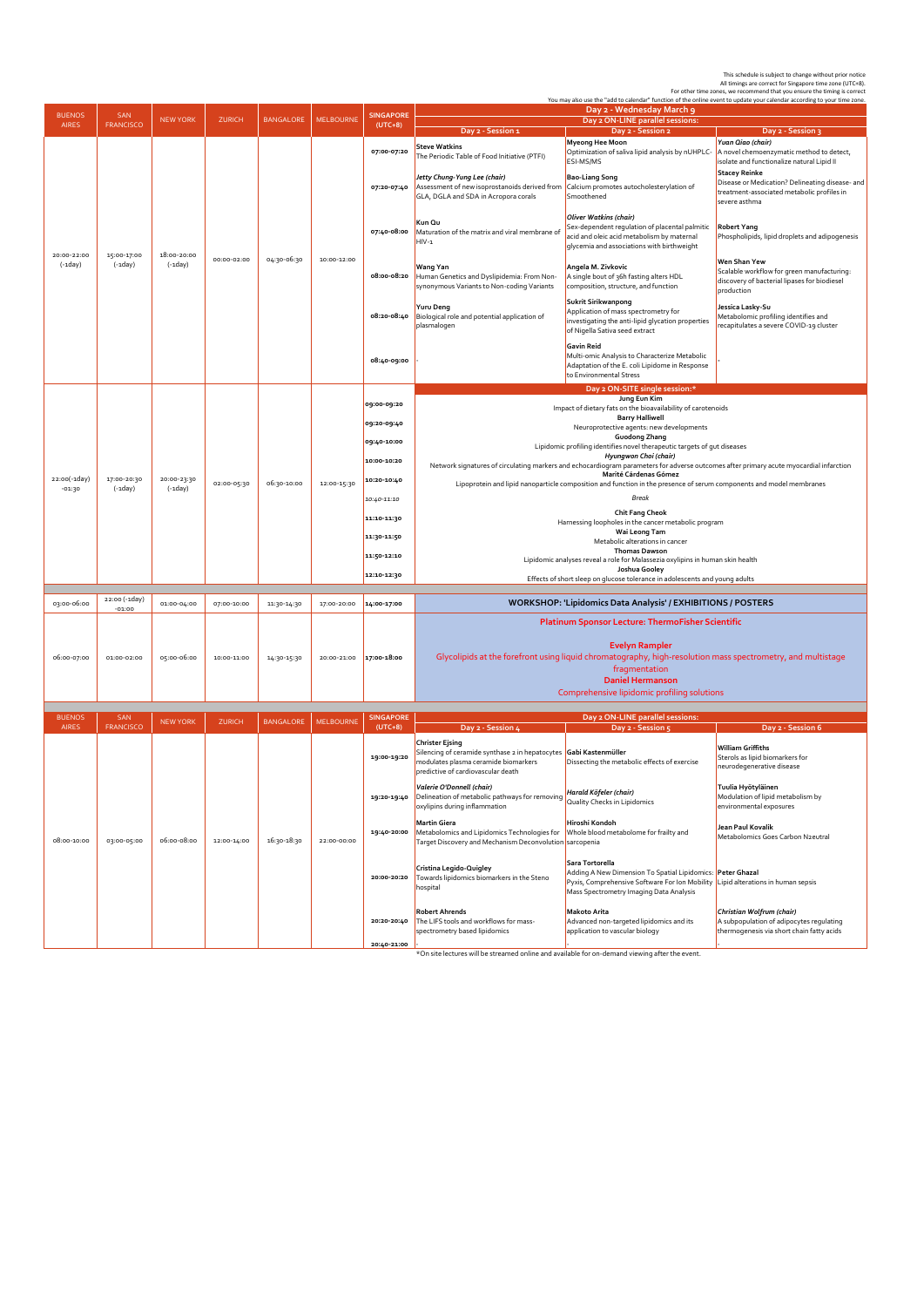This schedule is subject to change without prior notice
All timings are correct for Singapore time zone (UTC+8).
For other time zones, we recommend that you ensure the timing is correct
You may also use the "add to calendar" function of the online event to update your calendar according to your time zone.

## Day 2 - Wednesday March 9

### Day 2 ON-LINE parallel sessions:

| BUENOS AIRES | SAN FRANCISCO | NEW YORK | ZURICH | BANGALORE | MELBOURNE | SINGAPORE (UTC+8) | Day 2 - Session 1 | Day 2 - Session 2 | Day 2 - Session 3 |
|---|---|---|---|---|---|---|---|---|---|
| 20:00-22:00 (-1day) | 15:00-17:00 (-1day) | 18:00-20:00 (-1day) | 00:00-02:00 | 04:30-06:30 | 10:00-12:00 | 07:00-07:20 | **Steve Watkins** The Periodic Table of Food Initiative (PTFI) | **Myeong Hee Moon** Optimization of saliva lipid analysis by nUHPLC-ESI-MS/MS | ***Yuan Qiao (chair)*** A novel chemoenzymatic method to detect, isolate and functionalize natural Lipid II |
| | | | | | | 07:20-07:40 | ***Jetty Chung-Yung Lee (chair)*** Assessment of new isoprostanoids derived from GLA, DGLA and SDA in Acropora corals | **Bao-Liang Song** Calcium promotes autocholesterylation of Smoothened | **Stacey Reinke** Disease or Medication? Delineating disease- and treatment-associated metabolic profiles in severe asthma |
| | | | | | | 07:40-08:00 | **Kun Qu** Maturation of the matrix and viral membrane of HIV-1 | ***Oliver Watkins (chair)*** Sex-dependent regulation of placental palmitic acid and oleic acid metabolism by maternal glycemia and associations with birthweight | **Robert Yang** Phospholipids, lipid droplets and adipogenesis |
| | | | | | | 08:00-08:20 | **Wang Yan** Human Genetics and Dyslipidemia: From Non-synonymous Variants to Non-coding Variants | **Angela M. Zivkovic** A single bout of 36h fasting alters HDL composition, structure, and function | **Wen Shan Yew** Scalable workflow for green manufacturing: discovery of bacterial lipases for biodiesel production |
| | | | | | | 08:20-08:40 | **Yuru Deng** Biological role and potential application of plasmalogen | **Sukrit Sirikwanpong** Application of mass spectrometry for investigating the anti-lipid glycation properties of Nigella Sativa seed extract | **Jessica Lasky-Su** Metabolomic profiling identifies and recapitulates a severe COVID-19 cluster |
| | | | | | | 08:40-09:00 | - | **Gavin Reid** Multi-omic Analysis to Characterize Metabolic Adaptation of the E. coli Lipidome in Response to Environmental Stress | - |

### Day 2 ON-SITE single session:*

| BUENOS AIRES | SAN FRANCISCO | NEW YORK | ZURICH | BANGALORE | MELBOURNE | SINGAPORE (UTC+8) | Session |
|---|---|---|---|---|---|---|---|
| 22:00(-1day) -01:30 | 17:00-20:30 (-1day) | 20:00-23:30 (-1day) | 02:00-05:30 | 06:30-10:00 | 12:00-15:30 | 09:00-09:20 | **Jung Eun Kim** Impact of dietary fats on the bioavailability of carotenoids |
| | | | | | | 09:20-09:40 | **Barry Halliwell** Neuroprotective agents: new developments |
| | | | | | | 09:40-10:00 | **Guodong Zhang** Lipidomic profiling identifies novel therapeutic targets of gut diseases |
| | | | | | | 10:00-10:20 | ***Hyungwon Choi (chair)*** Network signatures of circulating markers and echocardiogram parameters for adverse outcomes after primary acute myocardial infarction |
| | | | | | | 10:20-10:40 | **Marité Cárdenas Gómez** Lipoprotein and lipid nanoparticle composition and function in the presence of serum components and model membranes |
| | | | | | | 10:40-11:10 | *Break* |
| | | | | | | 11:10-11:30 | **Chit Fang Cheok** Harnessing loopholes in the cancer metabolic program |
| | | | | | | 11:30-11:50 | **Wai Leong Tam** Metabolic alterations in cancer |
| | | | | | | 11:50-12:10 | **Thomas Dawson** Lipidomic analyses reveal a role for Malassezia oxylipins in human skin health |
| | | | | | | 12:10-12:30 | **Joshua Gooley** Effects of short sleep on glucose tolerance in adolescents and young adults |
| 03:00-06:00 | 22:00 (-1day) -01:00 | 01:00-04:00 | 07:00-10:00 | 11:30-14:30 | 17:00-20:00 | 14:00-17:00 | **WORKSHOP: 'Lipidomics Data Analysis' / EXHIBITIONS / POSTERS** |
| 06:00-07:00 | 01:00-02:00 | 05:00-06:00 | 10:00-11:00 | 14:30-15:30 | 20:00-21:00 | 17:00-18:00 | **Platinum Sponsor Lecture: ThermoFisher Scientific** **Evelyn Rampler** Glycolipids at the forefront using liquid chromatography, high-resolution mass spectrometry, and multistage fragmentation **Daniel Hermanson** Comprehensive lipidomic profiling solutions |

### Day 2 ON-LINE parallel sessions:

| BUENOS AIRES | SAN FRANCISCO | NEW YORK | ZURICH | BANGALORE | MELBOURNE | SINGAPORE (UTC+8) | Day 2 - Session 4 | Day 2 - Session 5 | Day 2 - Session 6 |
|---|---|---|---|---|---|---|---|---|---|
| 08:00-10:00 | 03:00-05:00 | 06:00-08:00 | 12:00-14:00 | 16:30-18:30 | 22:00-00:00 | 19:00-19:20 | **Christer Ejsing** Silencing of ceramide synthase 2 in hepatocytes modulates plasma ceramide biomarkers predictive of cardiovascular death | **Gabi Kastenmüller** Dissecting the metabolic effects of exercise | **William Griffiths** Sterols as lipid biomarkers for neurodegenerative disease |
| | | | | | | 19:20-19:40 | ***Valerie O'Donnell (chair)*** Delineation of metabolic pathways for removing oxylipins during inflammation | ***Harald Köfeler (chair)*** Quality Checks in Lipidomics | **Tuulia Hyötyläinen** Modulation of lipid metabolism by environmental exposures |
| | | | | | | 19:40-20:00 | **Martin Giera** Metabolomics and Lipidomics Technologies for Target Discovery and Mechanism Deconvolution | **Hiroshi Kondoh** Whole blood metabolome for frailty and sarcopenia | **Jean Paul Kovalik** Metabolomics Goes Carbon N2eutral |
| | | | | | | 20:00-20:20 | **Cristina Legido-Quigley** Towards lipidomics biomarkers in the Steno hospital | **Sara Tortorella** Adding A New Dimension To Spatial Lipidomics: Pyxis, Comprehensive Software For Ion Mobility Mass Spectrometry Imaging Data Analysis | **Peter Ghazal** Lipid alterations in human sepsis |
| | | | | | | 20:20-20:40 | **Robert Ahrends** The LIFS tools and workflows for mass-spectrometry based lipidomics | **Makoto Arita** Advanced non-targeted lipidomics and its application to vascular biology | ***Christian Wolfrum (chair)*** A subpopulation of adipocytes regulating thermogenesis via short chain fatty acids |
| | | | | | | 20:40-21:00 | - | - | - |

*On site lectures will be streamed online and available for on-demand viewing after the event.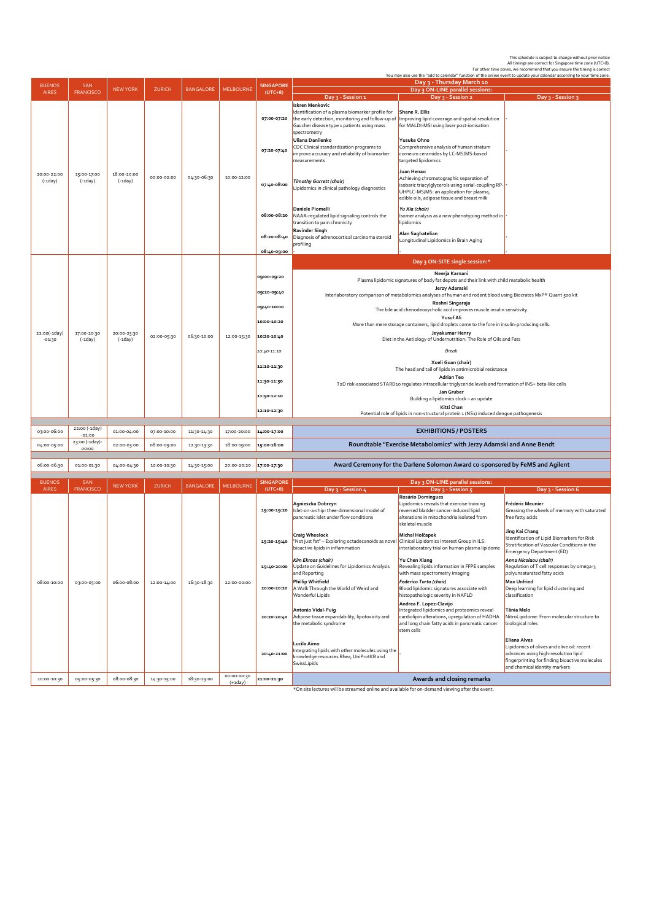This schedule is subject to change without prior notice
All timings are correct for Singapore time zone (UTC+8).
For other time zones, we recommend that you ensure the timing is correct
You may also use the "add to calendar" function of the online event to update your calendar according to your time zone.

## Day 3 - Thursday March 10

### Day 3 ON-LINE parallel sessions:

| BUENOS AIRES | SAN FRANCISCO | NEW YORK | ZURICH | BANGALORE | MELBOURNE | SINGAPORE (UTC+8) | Day 3 - Session 1 | Day 3 - Session 2 | Day 3 - Session 3 |
|---|---|---|---|---|---|---|---|---|---|
| 20:00-22:00 (-1day) | 15:00-17:00 (-1day) | 18:00-20:00 (-1day) | 00:00-02:00 | 04:30-06:30 | 10:00-12:00 | 07:00-07:20 | **Iskren Menkovic** Identification of a plasma biomarker profile for the early detection, monitoring and follow-up of Gaucher disease type 1 patients using mass spectrometry | **Shane R. Ellis** Improving lipid coverage and spatial resolution for MALDI-MSI using laser post-ionisation | - |
| | | | | | | 07:20-07:40 | **Uliana Danilenko** CDC Clinical standardization programs to improve accuracy and reliability of biomarker measurements | **Yusuke Ohno** Comprehensive analysis of human stratum corneum ceramides by LC-MS/MS-based targeted lipidomics | - |
| | | | | | | 07:40-08:00 | ***Timothy Garrett (chair)*** Lipidomics in clinical pathology diagnostics | **Juan Henao** Achieving chromatographic separation of isobaric triacylglycerols using serial-coupling RP-UHPLC-MS/MS: an application for plasma, edible oils, adipose tissue and breast milk | - |
| | | | | | | 08:00-08:20 | **Daniele Piomelli** NAAA-regulated lipid signaling controls the transition to pain chronicity | ***Yu Xia (chair)*** Isomer analysis as a new phenotyping method in lipidomics | - |
| | | | | | | 08:20-08:40 | **Ravinder Singh** Diagnosis of adrenocortical carcinoma steroid profiling | **Alan Saghatelian** Longitudinal Lipidomics in Brain Aging | - |
| | | | | | | 08:40-09:00 | - | - | - |

### Day 3 ON-SITE single session:*

| BUENOS AIRES | SAN FRANCISCO | NEW YORK | ZURICH | BANGALORE | MELBOURNE | SINGAPORE (UTC+8) | Session |
|---|---|---|---|---|---|---|---|
| 22:00(-1day)-01:30 | 17:00-20:30 (-1day) | 20:00-23:30 (-1day) | 02:00-05:30 | 06:30-10:00 | 12:00-15:30 | 09:00-09:20 | **Neerja Karnani** Plasma lipidomic signatures of body fat depots and their link with child metabolic health |
| | | | | | | 09:20-09:40 | **Jerzy Adamski** Interlaboratory comparison of metabolomics analyses of human and rodent blood using Biocrates MxP® Quant 500 kit |
| | | | | | | 09:40-10:00 | **Roshni Singaraja** The bile acid chenodeoxycholic acid improves muscle insulin sensitivity |
| | | | | | | 10:00-10:20 | **Yusuf Ali** More than mere storage containers, lipid droplets come to the fore in insulin-producing cells. |
| | | | | | | 10:20-10:40 | **Jeyakumar Henry** Diet in the Aetiology of Undernutrition: The Role of Oils and Fats |
| | | | | | | 10:40-11:10 | *Break* |
| | | | | | | 11:10-11:30 | **Xueli Guan (chair)** The head and tail of lipids in antimicrobial resistance |
| | | | | | | 11:30-11:50 | **Adrian Teo** T2D risk-associated STARD10 regulates intracellular triglyceride levels and formation of INS+ beta-like cells |
| | | | | | | 11:50-12:10 | **Jan Gruber** Building a lipidomics clock – an update |
| | | | | | | 12:10-12:30 | **Kitti Chan** Potential role of lipids in non-structural protein 1 (NS1) induced dengue pathogenesis |
| 03:00-06:00 | 22:00 (-1day)-01:00 | 01:00-04:00 | 07:00-10:00 | 11:30-14:30 | 17:00-20:00 | 14:00-17:00 | **EXHIBITIONS / POSTERS** |
| 04:00-05:00 | 23:00 (-1day)-00:00 | 02:00-03:00 | 08:00-09:00 | 12:30-13:30 | 18:00-19:00 | 15:00-16:00 | **Roundtable "Exercise Metabolomics" with Jerzy Adamski and Anne Bendt** |
| 06:00-06:30 | 01:00-01:30 | 04:00-04:30 | 10:00-10:30 | 14:30-15:00 | 20:00-20:20 | 17:00-17:30 | **Award Ceremony for the Darlene Solomon Award co-sponsored by FeMS and Agilent** |

### Day 3 ON-LINE parallel sessions:

| BUENOS AIRES | SAN FRANCISCO | NEW YORK | ZURICH | BANGALORE | MELBOURNE | SINGAPORE (UTC+8) | Day 3 - Session 4 | Day 3 - Session 5 | Day 3 - Session 6 |
|---|---|---|---|---|---|---|---|---|---|
| 08:00-10:00 | 03:00-05:00 | 06:00-08:00 | 12:00-14:00 | 16:30-18:30 | 22:00-00:00 | 19:00-19:20 | **Agnieszka Dobrzyn** Islet-on-a-chip: thee-dimensional model of pancreatic islet under flow conditions | **Rosário Domingues** Lipidomics reveals that exercise training reversed bladder cancer-induced lipid alterations in mitochondria isolated from skeletal muscle | **Frédéric Meunier** Greasing the wheels of memory with saturated free fatty acids |
| | | | | | | 19:20-19:40 | **Craig Wheelock** "Not just fat" – Exploring octadecanoids as novel bioactive lipids in inflammation | **Michal Holčapek** Clinical Lipidomics Interest Group in ILS: interlaboratory trial on human plasma lipidome | **Jing Kai Chang** Identification of Lipid Biomarkers for Risk Stratification of Vascular Conditions in the Emergency Department (ED) |
| | | | | | | 19:40-20:00 | ***Kim Ekroos (chair)*** Update on Guidelines for Lipidomics Analysis and Reporting | **Yu Chen Xiang** Revealing lipids information in FFPE samples with mass spectrometry imaging | ***Anna Nicolaou (chair)*** Regulation of T cell responses by omega-3 polyunsaturated fatty acids |
| | | | | | | 20:00-20:20 | **Phillip Whitfield** A Walk Through the World of Weird and Wonderful Lipids | ***Federico Torta (chair)*** Blood lipidomic signatures associate with histopathologic severity in NAFLD | **Max Unfried** Deep learning for lipid clustering and classification |
| | | | | | | 20:20-20:40 | **Antonio Vidal-Puig** Adipose tissue expandability, lipotoxicity and the metabolic syndrome | **Andrea F. Lopez-Clavijo** Integrated lipidomics and proteomics reveal cardiolipin alterations, upregulation of HADHA and long chain fatty acids in pancreatic cancer stem cells | **Tânia Melo** NitroLipidome: From molecular structure to biological roles |
| | | | | | | 20:40-21:00 | **Lucila Aimo** Integrating lipids with other molecules using the knowledge resources Rhea, UniProtKB and SwissLipids | - | **Eliana Alves** Lipidomics of olives and olive oil: recent advances using high-resolution lipid fingerprinting for finding bioactive molecules and chemical identity markers |
| 10:00-10:30 | 05:00-05:30 | 08:00-08:30 | 14:30-15:00 | 18:30-19:00 | 00:00-00:30 (+1day) | 21:00-21:30 | **Awards and closing remarks** | | |

*On site lectures will be streamed online and available for on-demand viewing after the event.